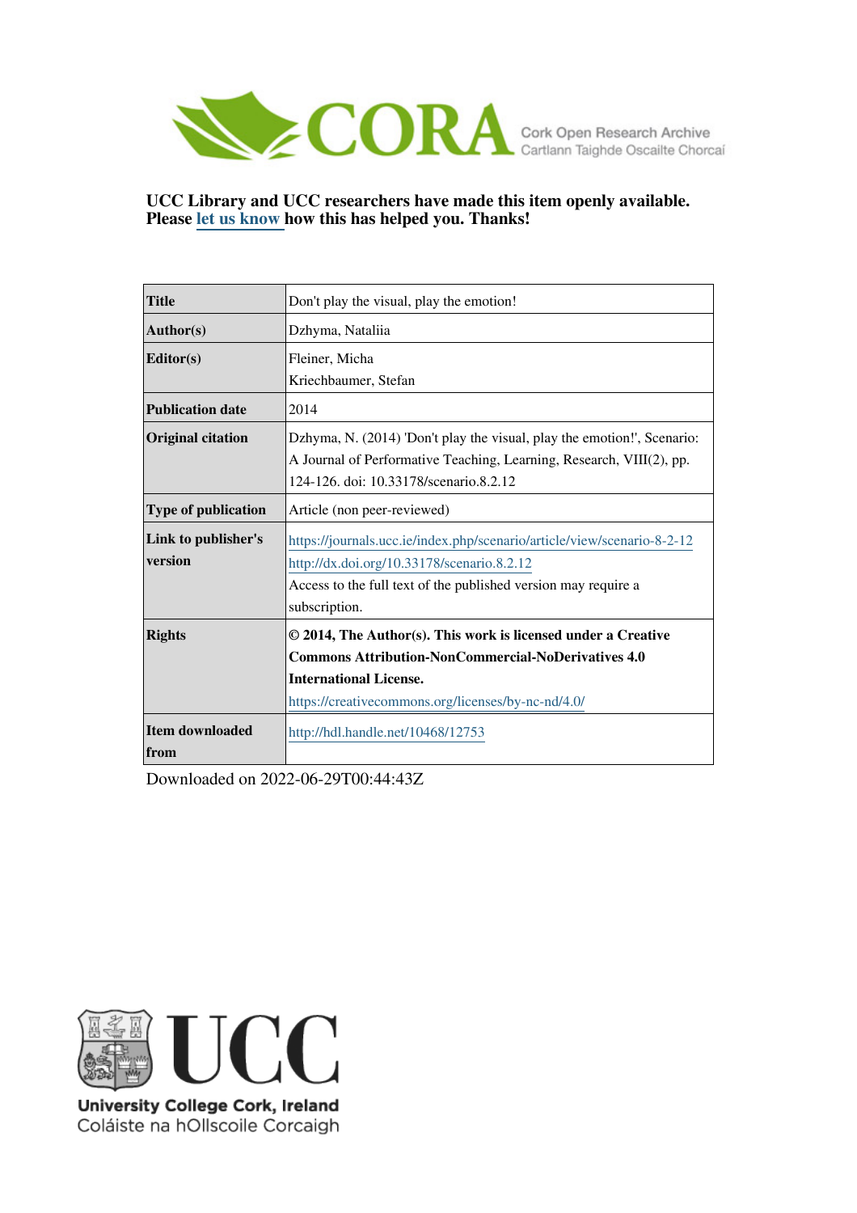CORA Cork Open Research Archive
Cartlann Taighde Oscailte Chorcaí

**UCC Library and UCC researchers have made this item openly available. Please let us know how this has helped you. Thanks!**

| | |
|---|---|
| **Title** | Don't play the visual, play the emotion! |
| **Author(s)** | Dzhyma, Nataliia |
| **Editor(s)** | Fleiner, Micha<br>Kriechbaumer, Stefan |
| **Publication date** | 2014 |
| **Original citation** | Dzhyma, N. (2014) 'Don't play the visual, play the emotion!', Scenario: A Journal of Performative Teaching, Learning, Research, VIII(2), pp. 124-126. doi: 10.33178/scenario.8.2.12 |
| **Type of publication** | Article (non peer-reviewed) |
| **Link to publisher's version** | https://journals.ucc.ie/index.php/scenario/article/view/scenario-8-2-12<br>http://dx.doi.org/10.33178/scenario.8.2.12<br>Access to the full text of the published version may require a subscription. |
| **Rights** | **© 2014, The Author(s). This work is licensed under a Creative Commons Attribution-NonCommercial-NoDerivatives 4.0 International License.**<br>https://creativecommons.org/licenses/by-nc-nd/4.0/ |
| **Item downloaded from** | http://hdl.handle.net/10468/12753 |

Downloaded on 2022-06-29T00:44:43Z

UCC

University College Cork, Ireland
Coláiste na hOllscoile Corcaigh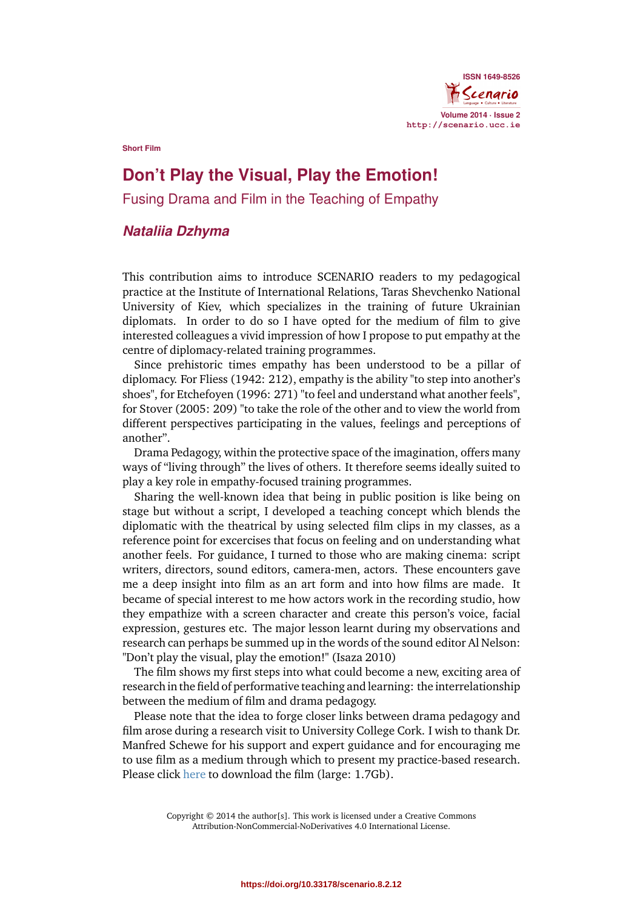Short Film

# Don't Play the Visual, Play the Emotion!

## Fusing Drama and Film in the Teaching of Empathy

### *Nataliia Dzhyma*

This contribution aims to introduce SCENARIO readers to my pedagogical practice at the Institute of International Relations, Taras Shevchenko National University of Kiev, which specializes in the training of future Ukrainian diplomats. In order to do so I have opted for the medium of film to give interested colleagues a vivid impression of how I propose to put empathy at the centre of diplomacy-related training programmes.

Since prehistoric times empathy has been understood to be a pillar of diplomacy. For Fliess (1942: 212), empathy is the ability "to step into another's shoes", for Etchefoyen (1996: 271) "to feel and understand what another feels", for Stover (2005: 209) "to take the role of the other and to view the world from different perspectives participating in the values, feelings and perceptions of another".

Drama Pedagogy, within the protective space of the imagination, offers many ways of "living through" the lives of others. It therefore seems ideally suited to play a key role in empathy-focused training programmes.

Sharing the well-known idea that being in public position is like being on stage but without a script, I developed a teaching concept which blends the diplomatic with the theatrical by using selected film clips in my classes, as a reference point for excercises that focus on feeling and on understanding what another feels. For guidance, I turned to those who are making cinema: script writers, directors, sound editors, camera-men, actors. These encounters gave me a deep insight into film as an art form and into how films are made. It became of special interest to me how actors work in the recording studio, how they empathize with a screen character and create this person's voice, facial expression, gestures etc. The major lesson learnt during my observations and research can perhaps be summed up in the words of the sound editor Al Nelson: "Don't play the visual, play the emotion!" (Isaza 2010)

The film shows my first steps into what could become a new, exciting area of research in the field of performative teaching and learning: the interrelationship between the medium of film and drama pedagogy.

Please note that the idea to forge closer links between drama pedagogy and film arose during a research visit to University College Cork. I wish to thank Dr. Manfred Schewe for his support and expert guidance and for encouraging me to use film as a medium through which to present my practice-based research. Please click here to download the film (large: 1.7Gb).

Copyright © 2014 the author[s]. This work is licensed under a Creative Commons Attribution-NonCommercial-NoDerivatives 4.0 International License.

https://doi.org/10.33178/scenario.8.2.12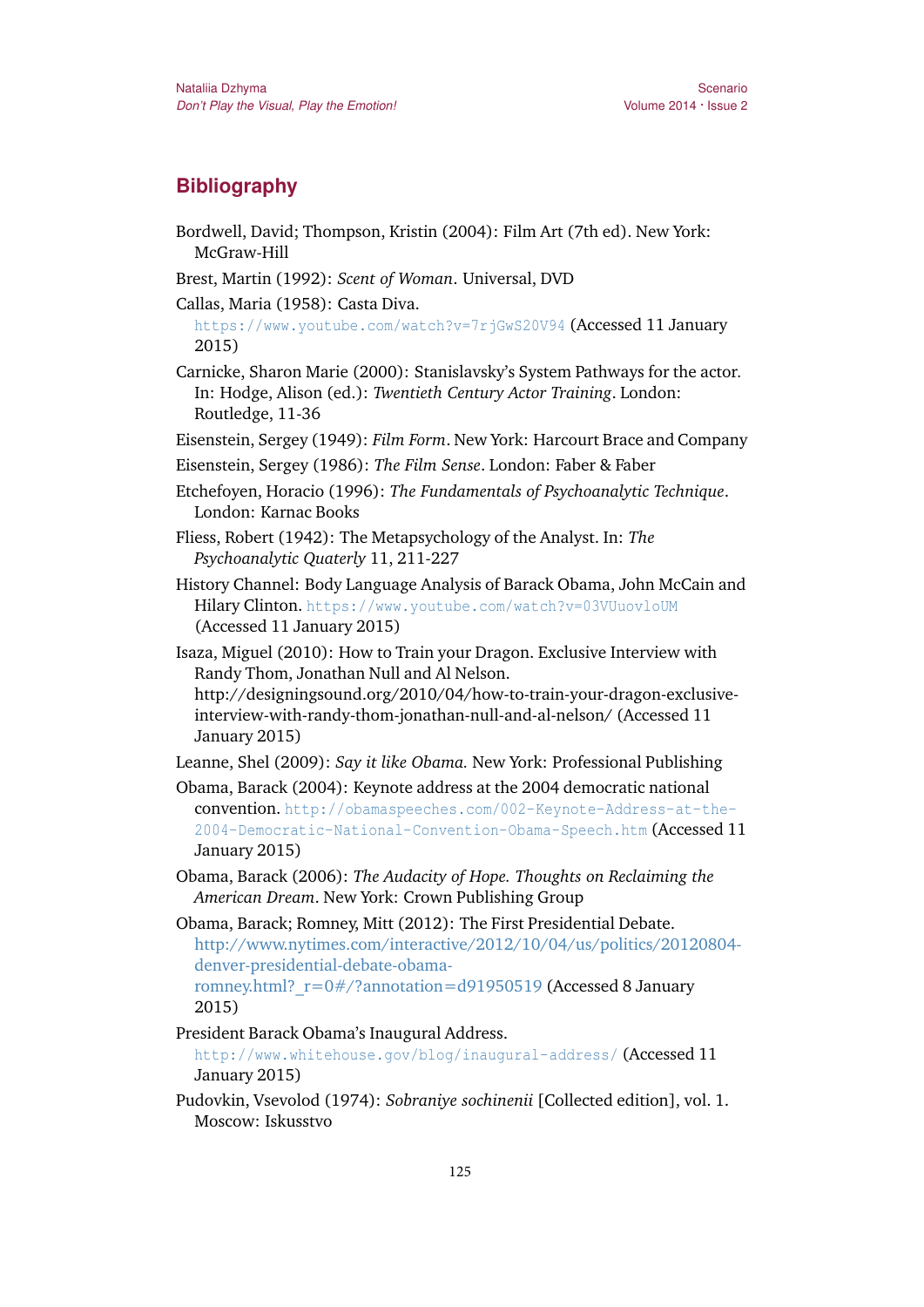## Bibliography

Bordwell, David; Thompson, Kristin (2004): Film Art (7th ed). New York: McGraw-Hill

Brest, Martin (1992): *Scent of Woman*. Universal, DVD

Callas, Maria (1958): Casta Diva. https://www.youtube.com/watch?v=7rjGwS20V94 (Accessed 11 January 2015)

Carnicke, Sharon Marie (2000): Stanislavsky's System Pathways for the actor. In: Hodge, Alison (ed.): *Twentieth Century Actor Training*. London: Routledge, 11-36

Eisenstein, Sergey (1949): *Film Form*. New York: Harcourt Brace and Company

Eisenstein, Sergey (1986): *The Film Sense*. London: Faber & Faber

Etchefoyen, Horacio (1996): *The Fundamentals of Psychoanalytic Technique*. London: Karnac Books

Fliess, Robert (1942): The Metapsychology of the Analyst. In: *The Psychoanalytic Quaterly* 11, 211-227

History Channel: Body Language Analysis of Barack Obama, John McCain and Hilary Clinton. https://www.youtube.com/watch?v=03VUuovloUM (Accessed 11 January 2015)

Isaza, Miguel (2010): How to Train your Dragon. Exclusive Interview with Randy Thom, Jonathan Null and Al Nelson. http://designingsound.org/2010/04/how-to-train-your-dragon-exclusive-interview-with-randy-thom-jonathan-null-and-al-nelson/ (Accessed 11 January 2015)

Leanne, Shel (2009): *Say it like Obama.* New York: Professional Publishing

Obama, Barack (2004): Keynote address at the 2004 democratic national convention. http://obamaspeeches.com/002-Keynote-Address-at-the-2004-Democratic-National-Convention-Obama-Speech.htm (Accessed 11 January 2015)

Obama, Barack (2006): *The Audacity of Hope. Thoughts on Reclaiming the American Dream*. New York: Crown Publishing Group

Obama, Barack; Romney, Mitt (2012): The First Presidential Debate. http://www.nytimes.com/interactive/2012/10/04/us/politics/20120804-denver-presidential-debate-obama-romney.html?_r=0#/?annotation=d91950519 (Accessed 8 January 2015)

President Barack Obama's Inaugural Address. http://www.whitehouse.gov/blog/inaugural-address/ (Accessed 11 January 2015)

Pudovkin, Vsevolod (1974): *Sobraniye sochinenii* [Collected edition], vol. 1. Moscow: Iskusstvo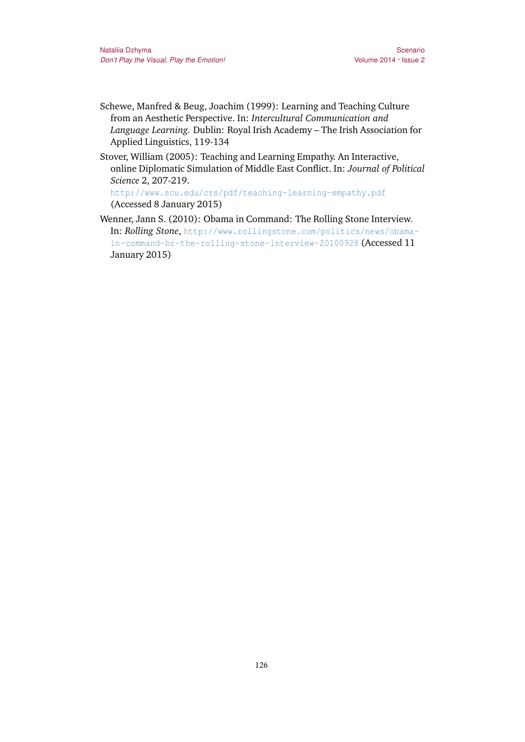Schewe, Manfred & Beug, Joachim (1999): Learning and Teaching Culture from an Aesthetic Perspective. In: *Intercultural Communication and Language Learning.* Dublin: Royal Irish Academy – The Irish Association for Applied Linguistics, 119-134

Stover, William (2005): Teaching and Learning Empathy. An Interactive, online Diplomatic Simulation of Middle East Conflict. In: *Journal of Political Science* 2, 207-219.
http://www.scu.edu/crs/pdf/teaching-learning-empathy.pdf
(Accessed 8 January 2015)

Wenner, Jann S. (2010): Obama in Command: The Rolling Stone Interview. In: *Rolling Stone*, http://www.rollingstone.com/politics/news/obama-in-command-br-the-rolling-stone-interview-20100928 (Accessed 11 January 2015)